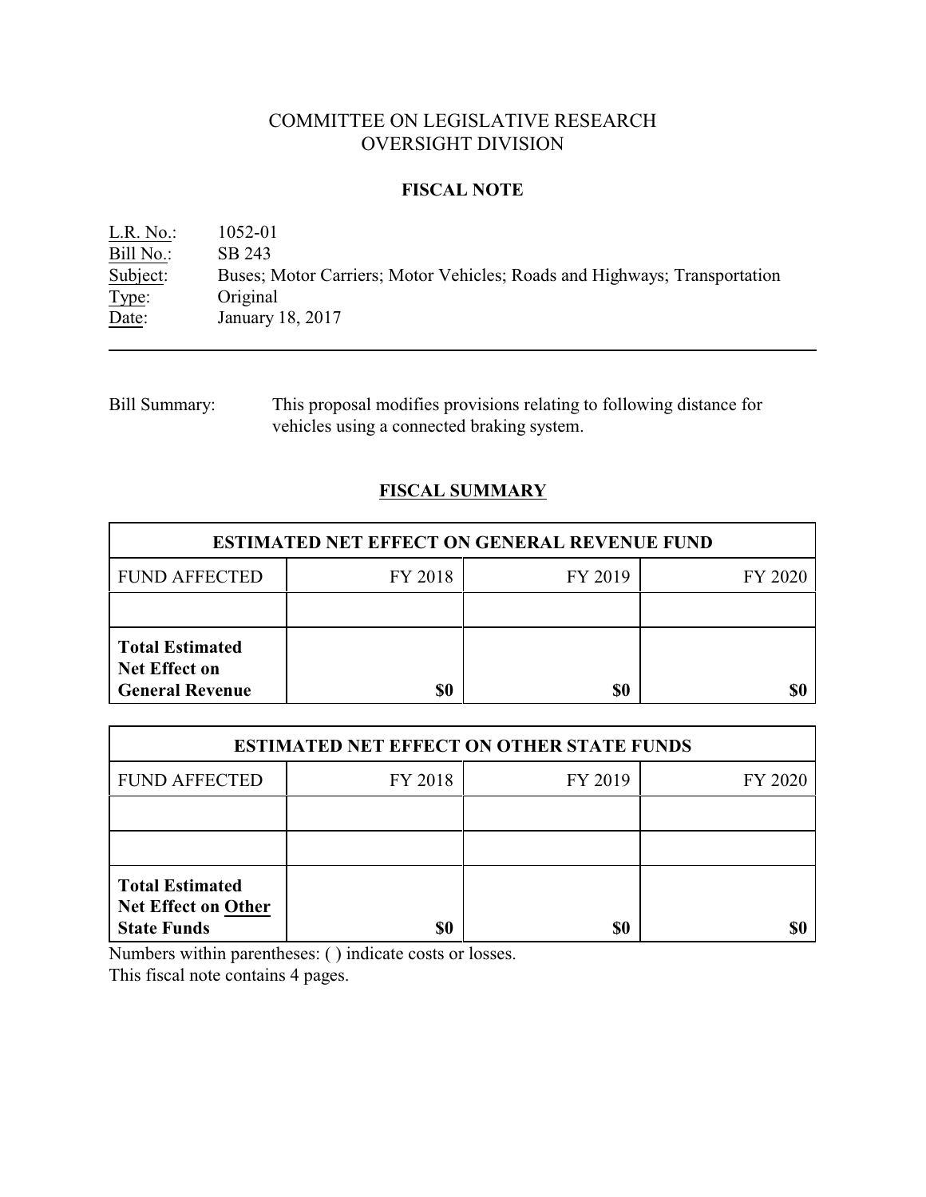# COMMITTEE ON LEGISLATIVE RESEARCH
# OVERSIGHT DIVISION

## FISCAL NOTE

L.R. No.: 1052-01
Bill No.: SB 243
Subject: Buses; Motor Carriers; Motor Vehicles; Roads and Highways; Transportation
Type: Original
Date: January 18, 2017

---

Bill Summary: This proposal modifies provisions relating to following distance for vehicles using a connected braking system.

## FISCAL SUMMARY

| ESTIMATED NET EFFECT ON GENERAL REVENUE FUND | | | |
|---|---|---|---|
| FUND AFFECTED | FY 2018 | FY 2019 | FY 2020 |
| | | | |
| **Total Estimated Net Effect on General Revenue** | **$0** | **$0** | **$0** |

| ESTIMATED NET EFFECT ON OTHER STATE FUNDS | | | |
|---|---|---|---|
| FUND AFFECTED | FY 2018 | FY 2019 | FY 2020 |
| | | | |
| | | | |
| **Total Estimated Net Effect on Other State Funds** | **$0** | **$0** | **$0** |

Numbers within parentheses: ( ) indicate costs or losses.
This fiscal note contains 4 pages.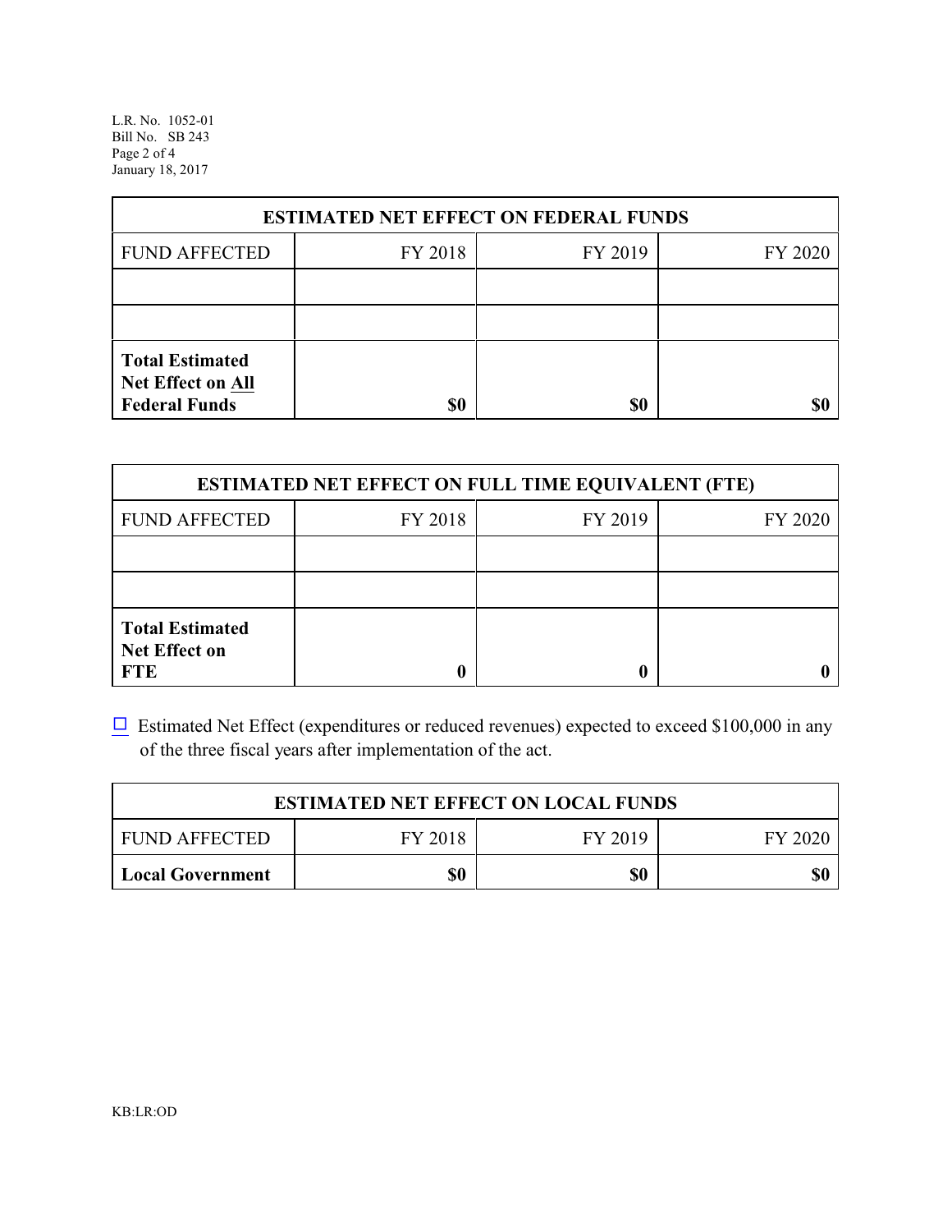| ESTIMATED NET EFFECT ON FEDERAL FUNDS | | | |
|---|---|---|---|
| FUND AFFECTED | FY 2018 | FY 2019 | FY 2020 |
| | | | |
| | | | |
| **Total Estimated Net Effect on All Federal Funds** | **$0** | **$0** | **$0** |

| ESTIMATED NET EFFECT ON FULL TIME EQUIVALENT (FTE) | | | |
|---|---|---|---|
| FUND AFFECTED | FY 2018 | FY 2019 | FY 2020 |
| | | | |
| | | | |
| **Total Estimated Net Effect on FTE** | **0** | **0** | **0** |

☐ Estimated Net Effect (expenditures or reduced revenues) expected to exceed $100,000 in any of the three fiscal years after implementation of the act.

| ESTIMATED NET EFFECT ON LOCAL FUNDS | | | |
|---|---|---|---|
| FUND AFFECTED | FY 2018 | FY 2019 | FY 2020 |
| **Local Government** | **$0** | **$0** | **$0** |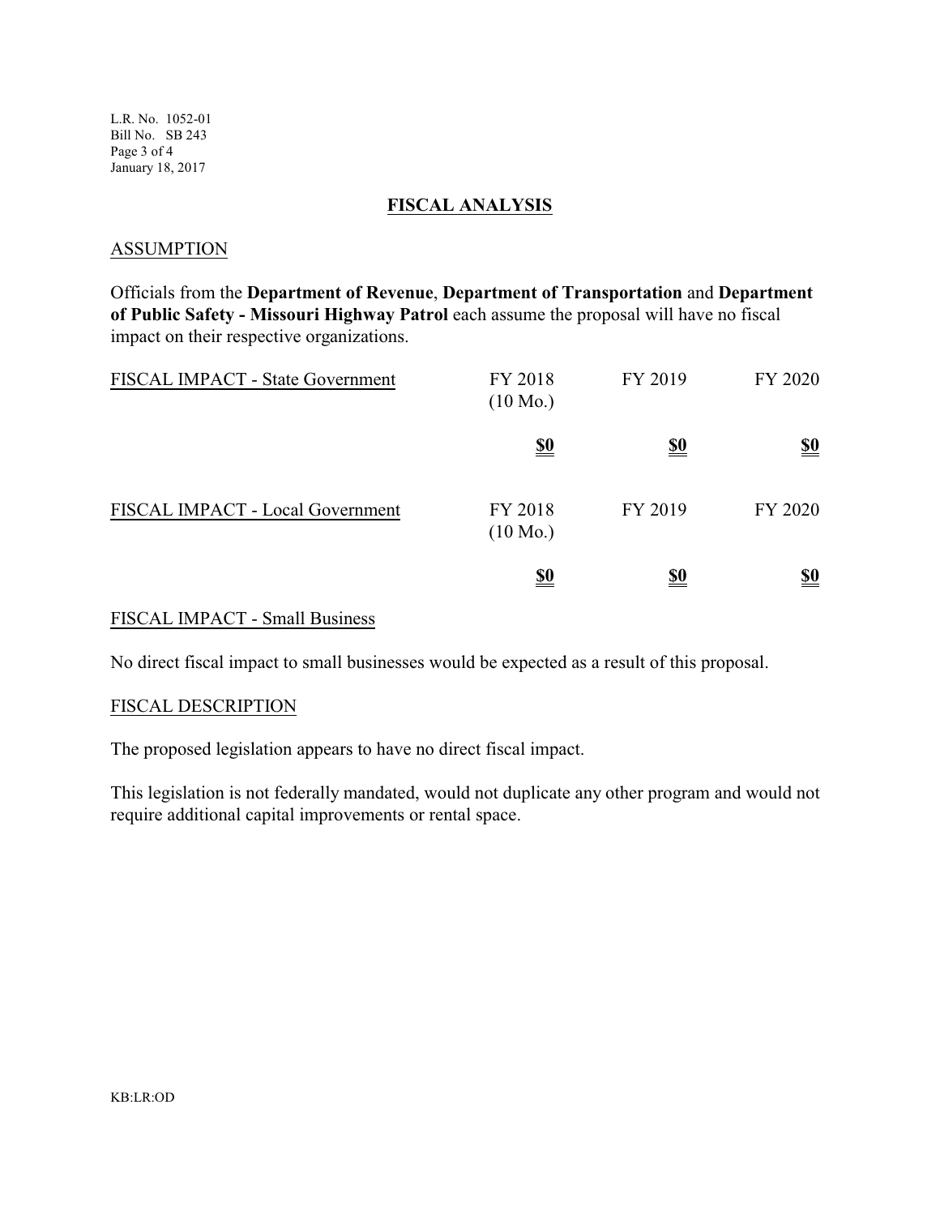## FISCAL ANALYSIS

### ASSUMPTION

Officials from the **Department of Revenue**, **Department of Transportation** and **Department of Public Safety - Missouri Highway Patrol** each assume the proposal will have no fiscal impact on their respective organizations.

| FISCAL IMPACT - State Government | FY 2018 (10 Mo.) | FY 2019 | FY 2020 |
|---|---|---|---|
| | **$0** | **$0** | **$0** |

| FISCAL IMPACT - Local Government | FY 2018 (10 Mo.) | FY 2019 | FY 2020 |
|---|---|---|---|
| | **$0** | **$0** | **$0** |

### FISCAL IMPACT - Small Business

No direct fiscal impact to small businesses would be expected as a result of this proposal.

### FISCAL DESCRIPTION

The proposed legislation appears to have no direct fiscal impact.

This legislation is not federally mandated, would not duplicate any other program and would not require additional capital improvements or rental space.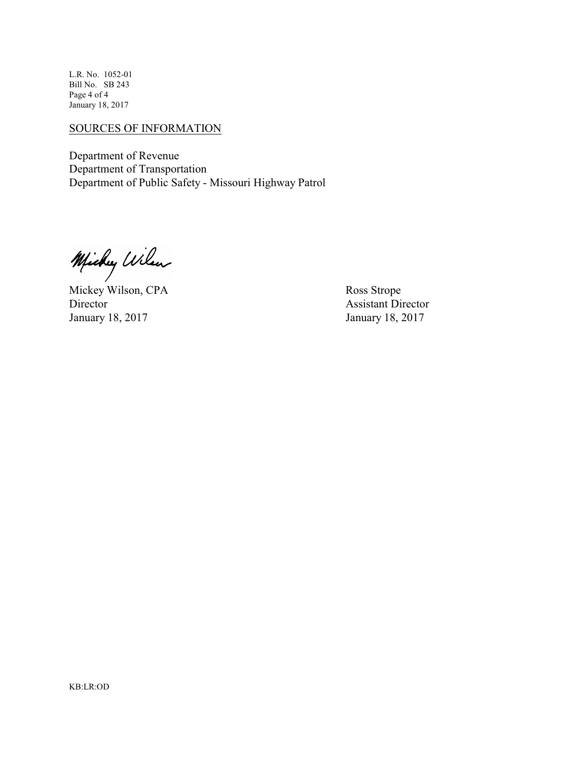## SOURCES OF INFORMATION

Department of Revenue
Department of Transportation
Department of Public Safety - Missouri Highway Patrol

Mickey Wilson, CPA
Director
January 18, 2017

Ross Strope
Assistant Director
January 18, 2017

KB:LR:OD